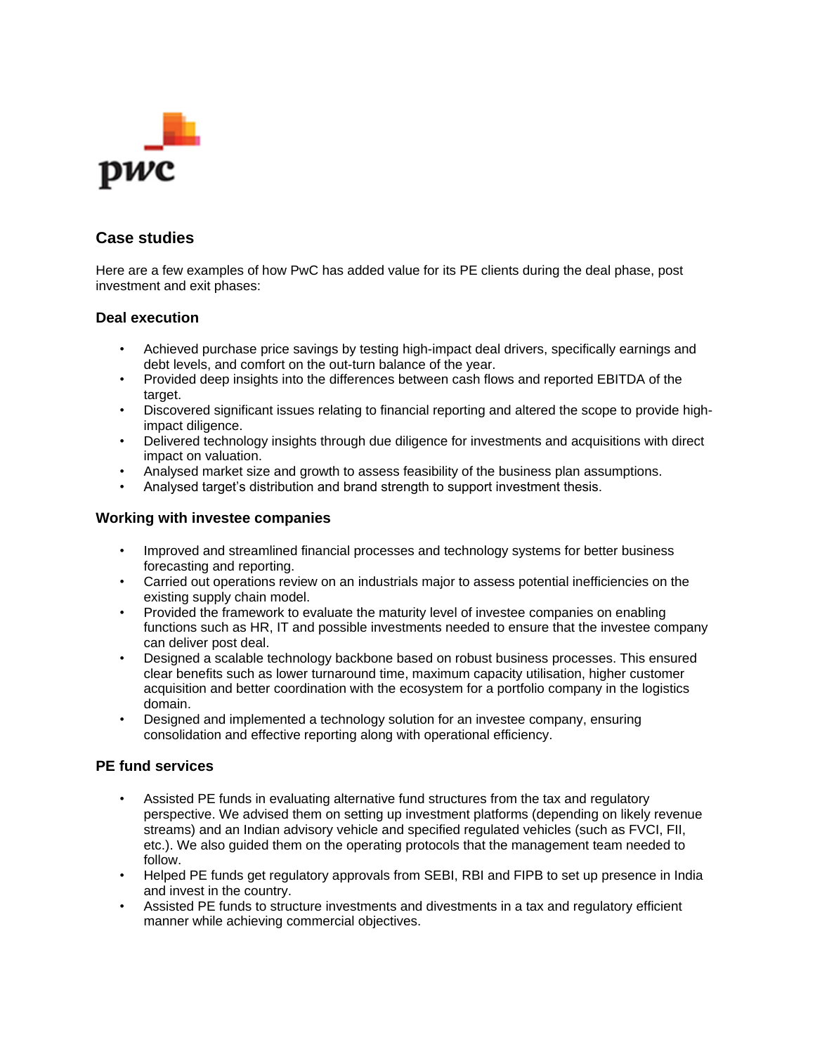## Case studies

Here are a few examples of how PwC has added value for its PE clients during the deal phase, post investment and exit phases:

### Deal execution

- Achieved purchase price savings by testing high-impact deal drivers, specifically earnings and debt levels, and comfort on the out-turn balance of the year.
- Provided deep insights into the differences between cash flows and reported EBITDA of the target.
- Discovered significant issues relating to financial reporting and altered the scope to provide high-impact diligence.
- Delivered technology insights through due diligence for investments and acquisitions with direct impact on valuation.
- Analysed market size and growth to assess feasibility of the business plan assumptions.
- Analysed target's distribution and brand strength to support investment thesis.

### Working with investee companies

- Improved and streamlined financial processes and technology systems for better business forecasting and reporting.
- Carried out operations review on an industrials major to assess potential inefficiencies on the existing supply chain model.
- Provided the framework to evaluate the maturity level of investee companies on enabling functions such as HR, IT and possible investments needed to ensure that the investee company can deliver post deal.
- Designed a scalable technology backbone based on robust business processes. This ensured clear benefits such as lower turnaround time, maximum capacity utilisation, higher customer acquisition and better coordination with the ecosystem for a portfolio company in the logistics domain.
- Designed and implemented a technology solution for an investee company, ensuring consolidation and effective reporting along with operational efficiency.

### PE fund services

- Assisted PE funds in evaluating alternative fund structures from the tax and regulatory perspective. We advised them on setting up investment platforms (depending on likely revenue streams) and an Indian advisory vehicle and specified regulated vehicles (such as FVCI, FII, etc.). We also guided them on the operating protocols that the management team needed to follow.
- Helped PE funds get regulatory approvals from SEBI, RBI and FIPB to set up presence in India and invest in the country.
- Assisted PE funds to structure investments and divestments in a tax and regulatory efficient manner while achieving commercial objectives.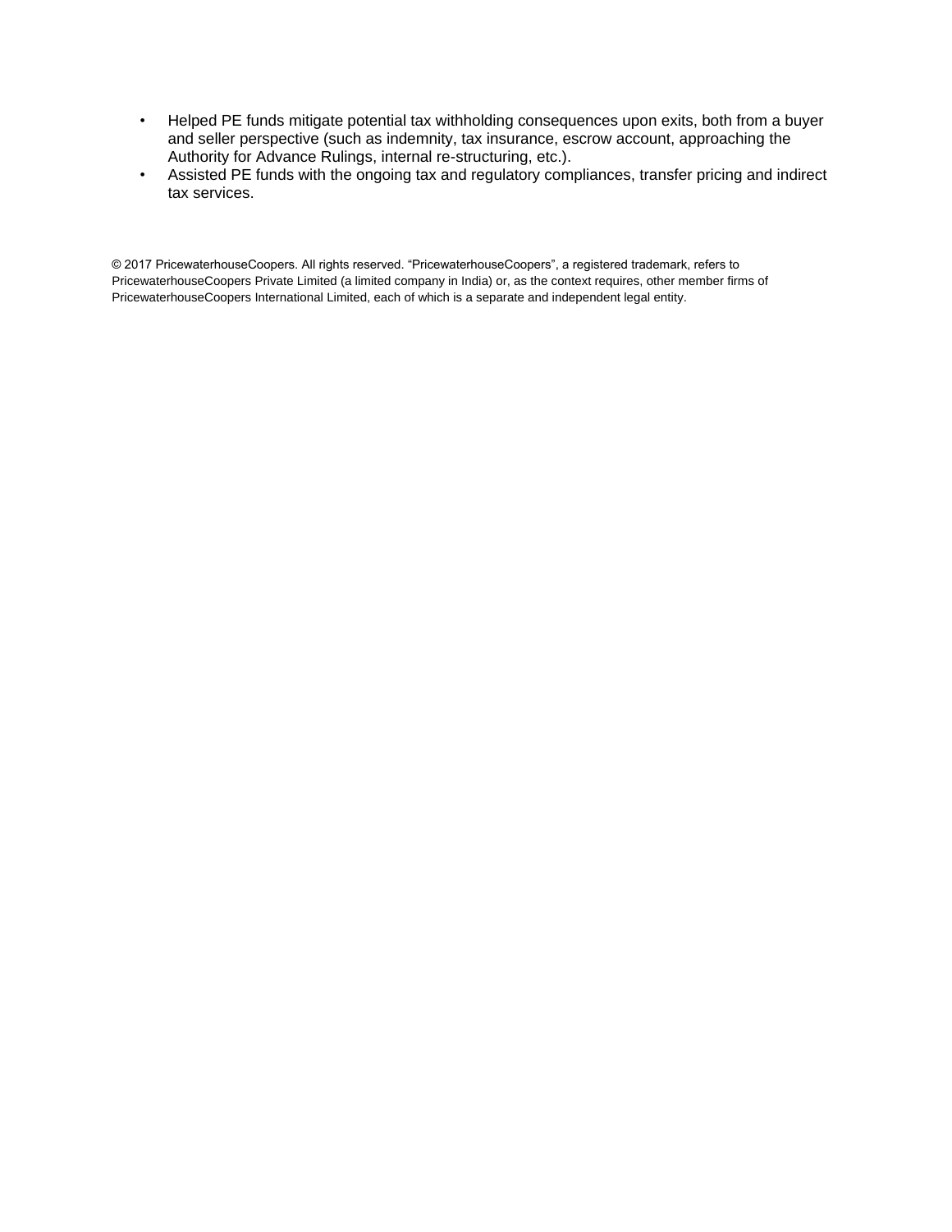- Helped PE funds mitigate potential tax withholding consequences upon exits, both from a buyer and seller perspective (such as indemnity, tax insurance, escrow account, approaching the Authority for Advance Rulings, internal re-structuring, etc.).
- Assisted PE funds with the ongoing tax and regulatory compliances, transfer pricing and indirect tax services.

© 2017 PricewaterhouseCoopers. All rights reserved. “PricewaterhouseCoopers”, a registered trademark, refers to PricewaterhouseCoopers Private Limited (a limited company in India) or, as the context requires, other member firms of PricewaterhouseCoopers International Limited, each of which is a separate and independent legal entity.